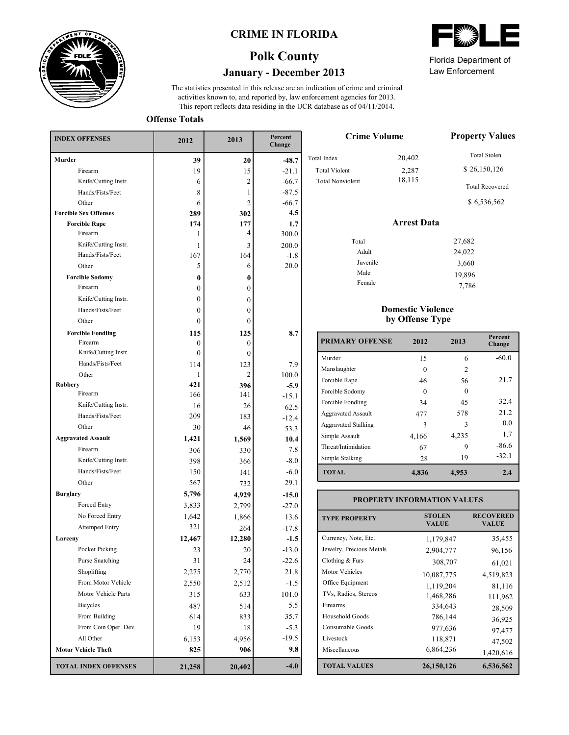# CRIME IN FLORIDA

## Polk County

### January - December 2013

Florida Department of Law Enforcement

The statistics presented in this release are an indication of crime and criminal activities known to, and reported by, law enforcement agencies for 2013. This report reflects data residing in the UCR database as of 04/11/2014.

### Offense Totals

| INDEX OFFENSES | 2012 | 2013 | Percent Change |
|---|---|---|---|
| **Murder** | **39** | **20** | **-48.7** |
| Firearm | 19 | 15 | -21.1 |
| Knife/Cutting Instr. | 6 | 2 | -66.7 |
| Hands/Fists/Feet | 8 | 1 | -87.5 |
| Other | 6 | 2 | -66.7 |
| **Forcible Sex Offenses** | **289** | **302** | **4.5** |
| **Forcible Rape** | **174** | **177** | **1.7** |
| Firearm | 1 | 4 | 300.0 |
| Knife/Cutting Instr. | 1 | 3 | 200.0 |
| Hands/Fists/Feet | 167 | 164 | -1.8 |
| Other | 5 | 6 | 20.0 |
| **Forcible Sodomy** | **0** | **0** | |
| Firearm | 0 | 0 | |
| Knife/Cutting Instr. | 0 | 0 | |
| Hands/Fists/Feet | 0 | 0 | |
| Other | 0 | 0 | |
| **Forcible Fondling** | **115** | **125** | **8.7** |
| Firearm | 0 | 0 | |
| Knife/Cutting Instr. | 0 | 0 | |
| Hands/Fists/Feet | 114 | 123 | 7.9 |
| Other | 1 | 2 | 100.0 |
| **Robbery** | **421** | **396** | **-5.9** |
| Firearm | 166 | 141 | -15.1 |
| Knife/Cutting Instr. | 16 | 26 | 62.5 |
| Hands/Fists/Feet | 209 | 183 | -12.4 |
| Other | 30 | 46 | 53.3 |
| **Aggravated Assault** | **1,421** | **1,569** | **10.4** |
| Firearm | 306 | 330 | 7.8 |
| Knife/Cutting Instr. | 398 | 366 | -8.0 |
| Hands/Fists/Feet | 150 | 141 | -6.0 |
| Other | 567 | 732 | 29.1 |
| **Burglary** | **5,796** | **4,929** | **-15.0** |
| Forced Entry | 3,833 | 2,799 | -27.0 |
| No Forced Entry | 1,642 | 1,866 | 13.6 |
| Attemped Entry | 321 | 264 | -17.8 |
| **Larceny** | **12,467** | **12,280** | **-1.5** |
| Pocket Picking | 23 | 20 | -13.0 |
| Purse Snatching | 31 | 24 | -22.6 |
| Shoplifting | 2,275 | 2,770 | 21.8 |
| From Motor Vehicle | 2,550 | 2,512 | -1.5 |
| Motor Vehicle Parts | 315 | 633 | 101.0 |
| Bicycles | 487 | 514 | 5.5 |
| From Building | 614 | 833 | 35.7 |
| From Coin Oper. Dev. | 19 | 18 | -5.3 |
| All Other | 6,153 | 4,956 | -19.5 |
| **Motor Vehicle Theft** | **825** | **906** | **9.8** |
| **TOTAL INDEX OFFENSES** | **21,258** | **20,402** | **-4.0** |

### Crime Volume

| | |
|---|---|
| Total Index | 20,402 |
| Total Violent | 2,287 |
| Total Nonviolent | 18,115 |

### Property Values

Total Stolen: $ 26,150,126

Total Recovered: $ 6,536,562

### Arrest Data

| | |
|---|---|
| Total | 27,682 |
| Adult | 24,022 |
| Juvenile | 3,660 |
| Male | 19,896 |
| Female | 7,786 |

### Domestic Violence by Offense Type

| PRIMARY OFFENSE | 2012 | 2013 | Percent Change |
|---|---|---|---|
| Murder | 15 | 6 | -60.0 |
| Manslaughter | 0 | 2 | |
| Forcible Rape | 46 | 56 | 21.7 |
| Forcible Sodomy | 0 | 0 | |
| Forcible Fondling | 34 | 45 | 32.4 |
| Aggravated Assault | 477 | 578 | 21.2 |
| Aggravated Stalking | 3 | 3 | 0.0 |
| Simple Assault | 4,166 | 4,235 | 1.7 |
| Threat/Intimidation | 67 | 9 | -86.6 |
| Simple Stalking | 28 | 19 | -32.1 |
| **TOTAL** | **4,836** | **4,953** | **2.4** |

### PROPERTY INFORMATION VALUES

| TYPE PROPERTY | STOLEN VALUE | RECOVERED VALUE |
|---|---|---|
| Currency, Note, Etc. | 1,179,847 | 35,455 |
| Jewelry, Precious Metals | 2,904,777 | 96,156 |
| Clothing & Furs | 308,707 | 61,021 |
| Motor Vehicles | 10,087,775 | 4,519,823 |
| Office Equipment | 1,119,204 | 81,116 |
| TVs, Radios, Stereos | 1,468,286 | 111,962 |
| Firearms | 334,643 | 28,509 |
| Household Goods | 786,144 | 36,925 |
| Consumable Goods | 977,636 | 97,477 |
| Livestock | 118,871 | 47,502 |
| Miscellaneous | 6,864,236 | 1,420,616 |
| **TOTAL VALUES** | **26,150,126** | **6,536,562** |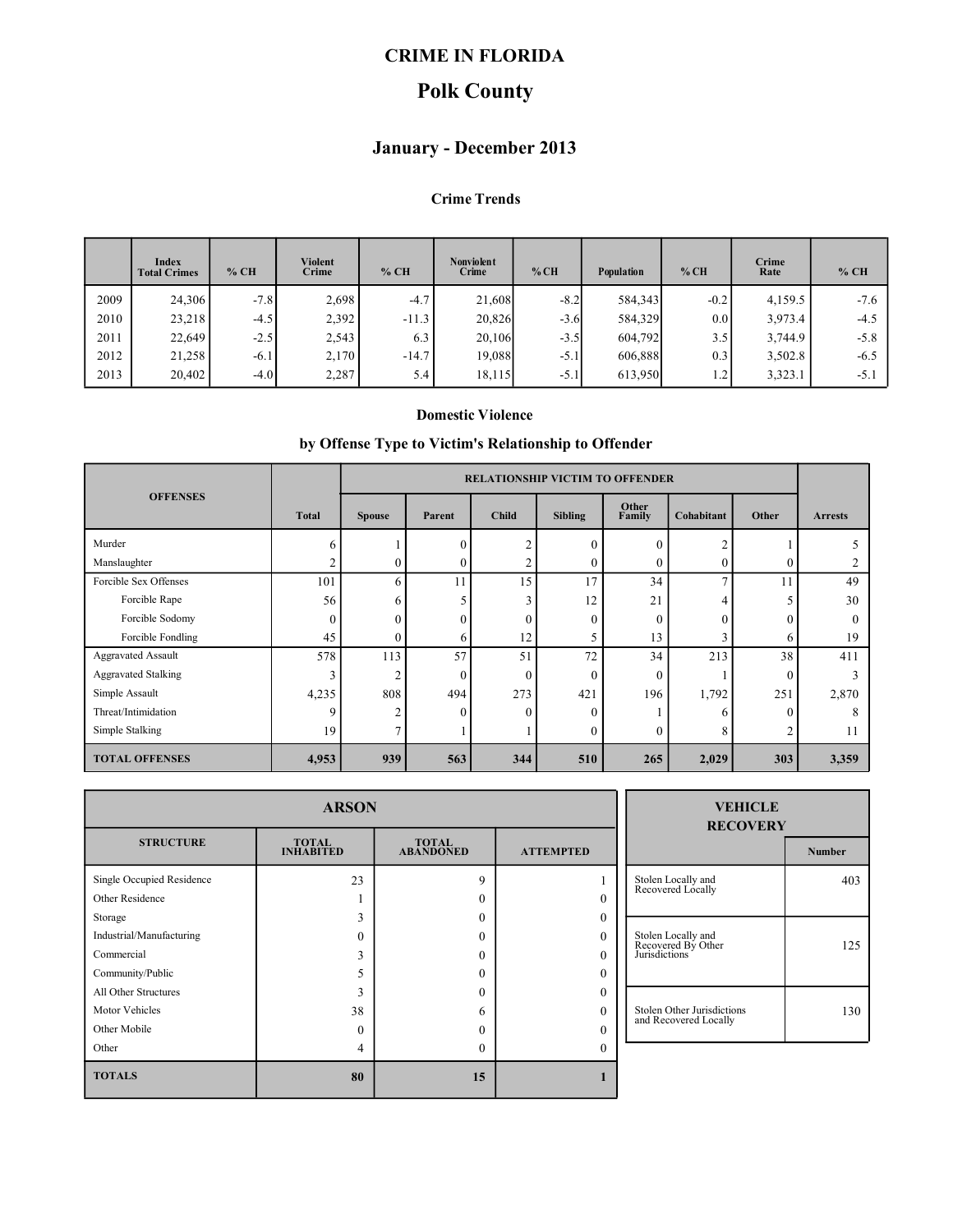# CRIME IN FLORIDA

## Polk County

### January - December 2013

#### Crime Trends

| | Index Total Crimes | % CH | Violent Crime | % CH | Nonviolent Crime | % CH | Population | % CH | Crime Rate | % CH |
|---|---|---|---|---|---|---|---|---|---|---|
| 2009 | 24,306 | -7.8 | 2,698 | -4.7 | 21,608 | -8.2 | 584,343 | -0.2 | 4,159.5 | -7.6 |
| 2010 | 23,218 | -4.5 | 2,392 | -11.3 | 20,826 | -3.6 | 584,329 | 0.0 | 3,973.4 | -4.5 |
| 2011 | 22,649 | -2.5 | 2,543 | 6.3 | 20,106 | -3.5 | 604,792 | 3.5 | 3,744.9 | -5.8 |
| 2012 | 21,258 | -6.1 | 2,170 | -14.7 | 19,088 | -5.1 | 606,888 | 0.3 | 3,502.8 | -6.5 |
| 2013 | 20,402 | -4.0 | 2,287 | 5.4 | 18,115 | -5.1 | 613,950 | 1.2 | 3,323.1 | -5.1 |

#### Domestic Violence

#### by Offense Type to Victim's Relationship to Offender

| OFFENSES | | RELATIONSHIP VICTIM TO OFFENDER | | | | | | | |
|---|---|---|---|---|---|---|---|---|---|
| | Total | Spouse | Parent | Child | Sibling | Other Family | Cohabitant | Other | Arrests |
| Murder | 6 | 1 | 0 | 2 | 0 | 0 | 2 | 1 | 5 |
| Manslaughter | 2 | 0 | 0 | 2 | 0 | 0 | 0 | 0 | 2 |
| Forcible Sex Offenses | 101 | 6 | 11 | 15 | 17 | 34 | 7 | 11 | 49 |
| Forcible Rape | 56 | 6 | 5 | 3 | 12 | 21 | 4 | 5 | 30 |
| Forcible Sodomy | 0 | 0 | 0 | 0 | 0 | 0 | 0 | 0 | 0 |
| Forcible Fondling | 45 | 0 | 6 | 12 | 5 | 13 | 3 | 6 | 19 |
| Aggravated Assault | 578 | 113 | 57 | 51 | 72 | 34 | 213 | 38 | 411 |
| Aggravated Stalking | 3 | 2 | 0 | 0 | 0 | 0 | 1 | 0 | 3 |
| Simple Assault | 4,235 | 808 | 494 | 273 | 421 | 196 | 1,792 | 251 | 2,870 |
| Threat/Intimidation | 9 | 2 | 0 | 0 | 0 | 1 | 6 | 0 | 8 |
| Simple Stalking | 19 | 7 | 1 | 1 | 0 | 0 | 8 | 2 | 11 |
| **TOTAL OFFENSES** | **4,953** | **939** | **563** | **344** | **510** | **265** | **2,029** | **303** | **3,359** |

| ARSON | | | |
|---|---|---|---|
| STRUCTURE | TOTAL INHABITED | TOTAL ABANDONED | ATTEMPTED |
| Single Occupied Residence | 23 | 9 | 1 |
| Other Residence | 1 | 0 | 0 |
| Storage | 3 | 0 | 0 |
| Industrial/Manufacturing | 0 | 0 | 0 |
| Commercial | 3 | 0 | 0 |
| Community/Public | 5 | 0 | 0 |
| All Other Structures | 3 | 0 | 0 |
| Motor Vehicles | 38 | 6 | 0 |
| Other Mobile | 0 | 0 | 0 |
| Other | 4 | 0 | 0 |
| **TOTALS** | **80** | **15** | **1** |

| VEHICLE RECOVERY | Number |
|---|---|
| Stolen Locally and Recovered Locally | 403 |
| Stolen Locally and Recovered By Other Jurisdictions | 125 |
| Stolen Other Jurisdictions and Recovered Locally | 130 |